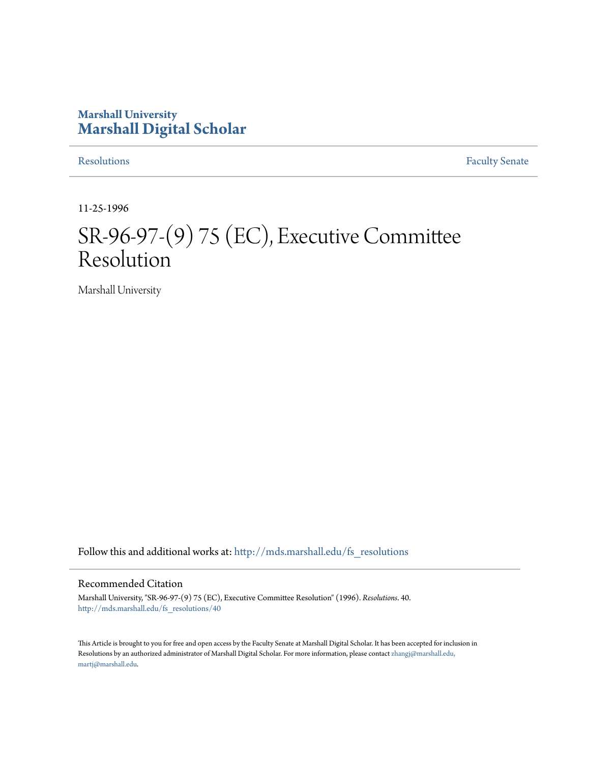Marshall University
# Marshall Digital Scholar

Resolutions | Faculty Senate

11-25-1996

# SR-96-97-(9) 75 (EC), Executive Committee Resolution

Marshall University

Follow this and additional works at: http://mds.marshall.edu/fs_resolutions

## Recommended Citation

Marshall University, "SR-96-97-(9) 75 (EC), Executive Committee Resolution" (1996). *Resolutions*. 40.
http://mds.marshall.edu/fs_resolutions/40

This Article is brought to you for free and open access by the Faculty Senate at Marshall Digital Scholar. It has been accepted for inclusion in Resolutions by an authorized administrator of Marshall Digital Scholar. For more information, please contact zhangj@marshall.edu, martj@marshall.edu.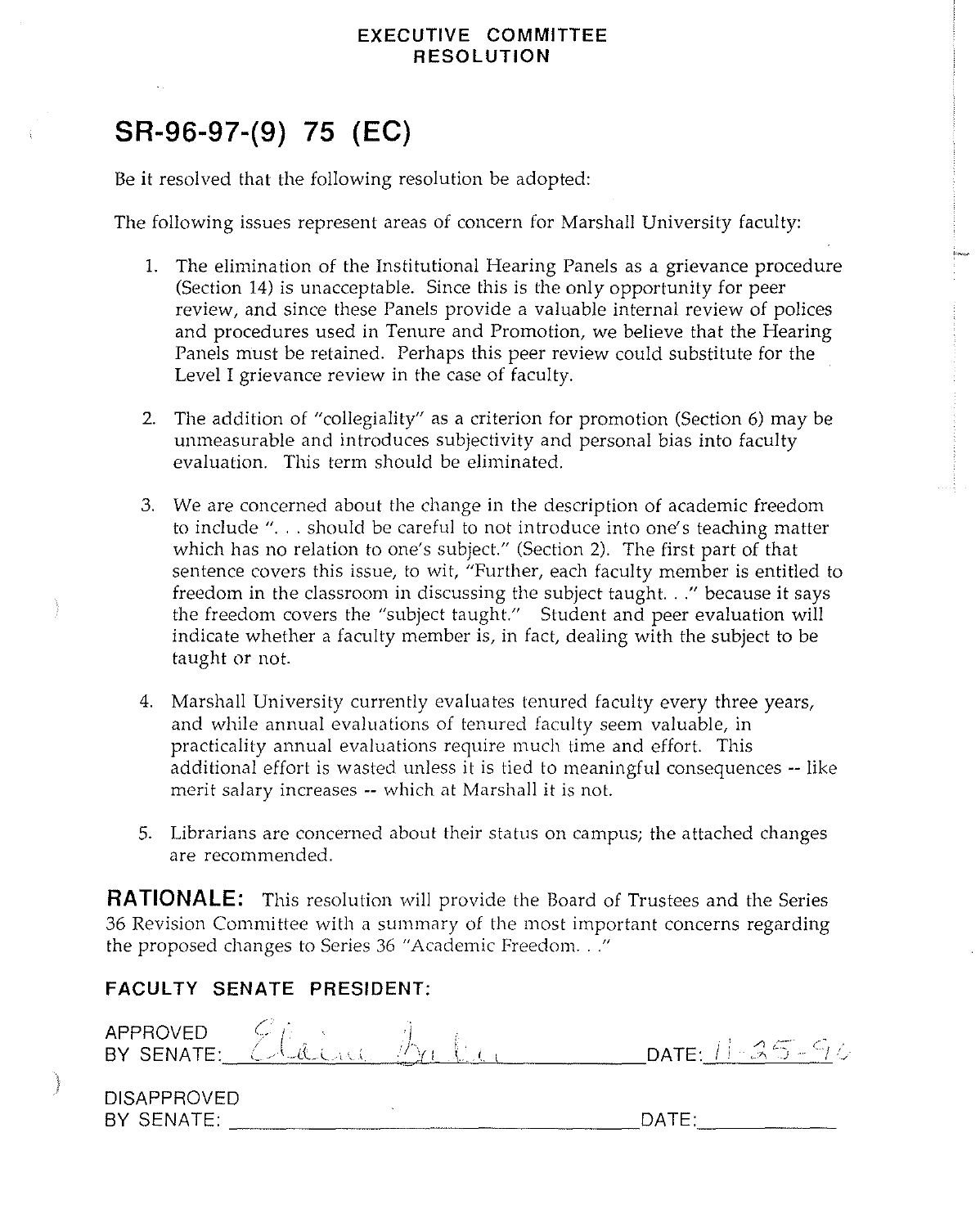**EXECUTIVE COMMITTEE RESOLUTION**

# SR-96-97-(9) 75 (EC)

Be it resolved that the following resolution be adopted:

The following issues represent areas of concern for Marshall University faculty:

1. The elimination of the Institutional Hearing Panels as a grievance procedure (Section 14) is unacceptable. Since this is the only opportunity for peer review, and since these Panels provide a valuable internal review of polices and procedures used in Tenure and Promotion, we believe that the Hearing Panels must be retained. Perhaps this peer review could substitute for the Level I grievance review in the case of faculty.

2. The addition of "collegiality" as a criterion for promotion (Section 6) may be unmeasurable and introduces subjectivity and personal bias into faculty evaluation. This term should be eliminated.

3. We are concerned about the change in the description of academic freedom to include ". . . should be careful to not introduce into one's teaching matter which has no relation to one's subject." (Section 2). The first part of that sentence covers this issue, to wit, "Further, each faculty member is entitled to freedom in the classroom in discussing the subject taught. . ." because it says the freedom covers the "subject taught." Student and peer evaluation will indicate whether a faculty member is, in fact, dealing with the subject to be taught or not.

4. Marshall University currently evaluates tenured faculty every three years, and while annual evaluations of tenured faculty seem valuable, in practicality annual evaluations require much time and effort. This additional effort is wasted unless it is tied to meaningful consequences -- like merit salary increases -- which at Marshall it is not.

5. Librarians are concerned about their status on campus; the attached changes are recommended.

**RATIONALE:** This resolution will provide the Board of Trustees and the Series 36 Revision Committee with a summary of the most important concerns regarding the proposed changes to Series 36 "Academic Freedom. . ."

**FACULTY SENATE PRESIDENT:**

APPROVED BY SENATE: *Elaine Baker* DATE: 11-25-96

DISAPPROVED BY SENATE: ______________________ DATE: ____________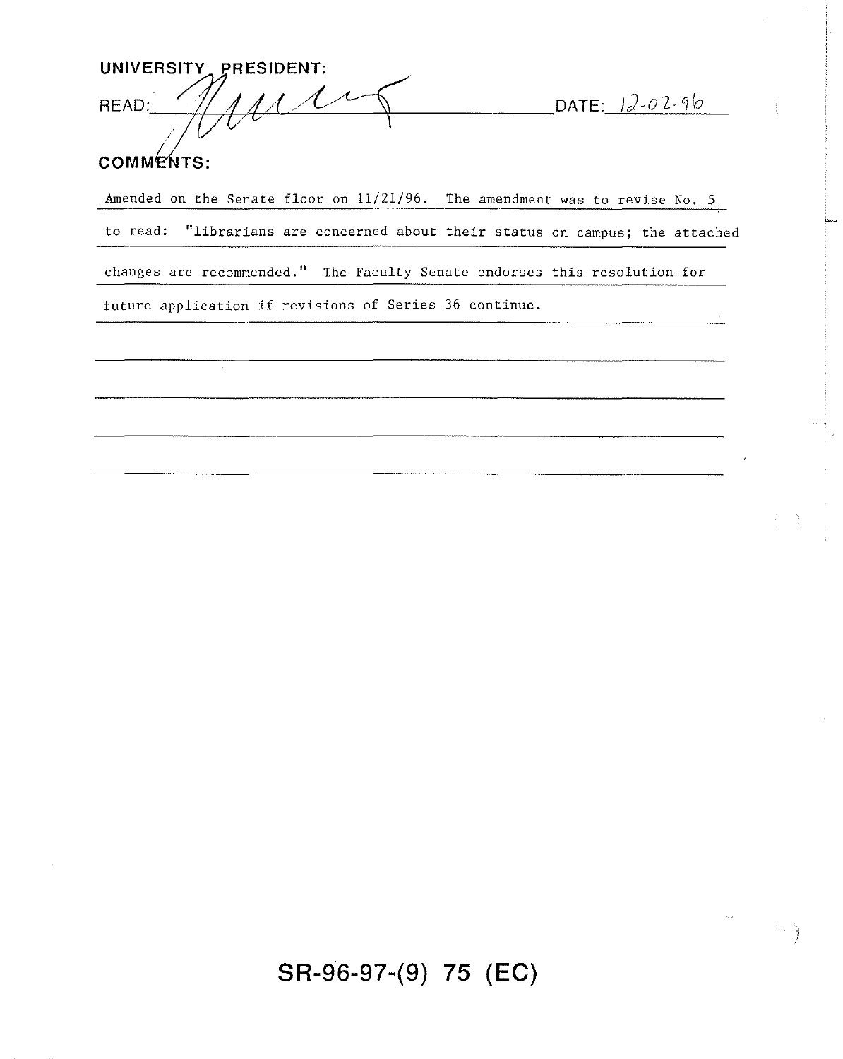**UNIVERSITY PRESIDENT:**

READ: _[signature]_ DATE: 12-02-96

**COMMENTS:**

Amended on the Senate floor on 11/21/96. The amendment was to revise No. 5 to read: "librarians are concerned about their status on campus; the attached changes are recommended." The Faculty Senate endorses this resolution for future application if revisions of Series 36 continue.

**SR-96-97-(9) 75 (EC)**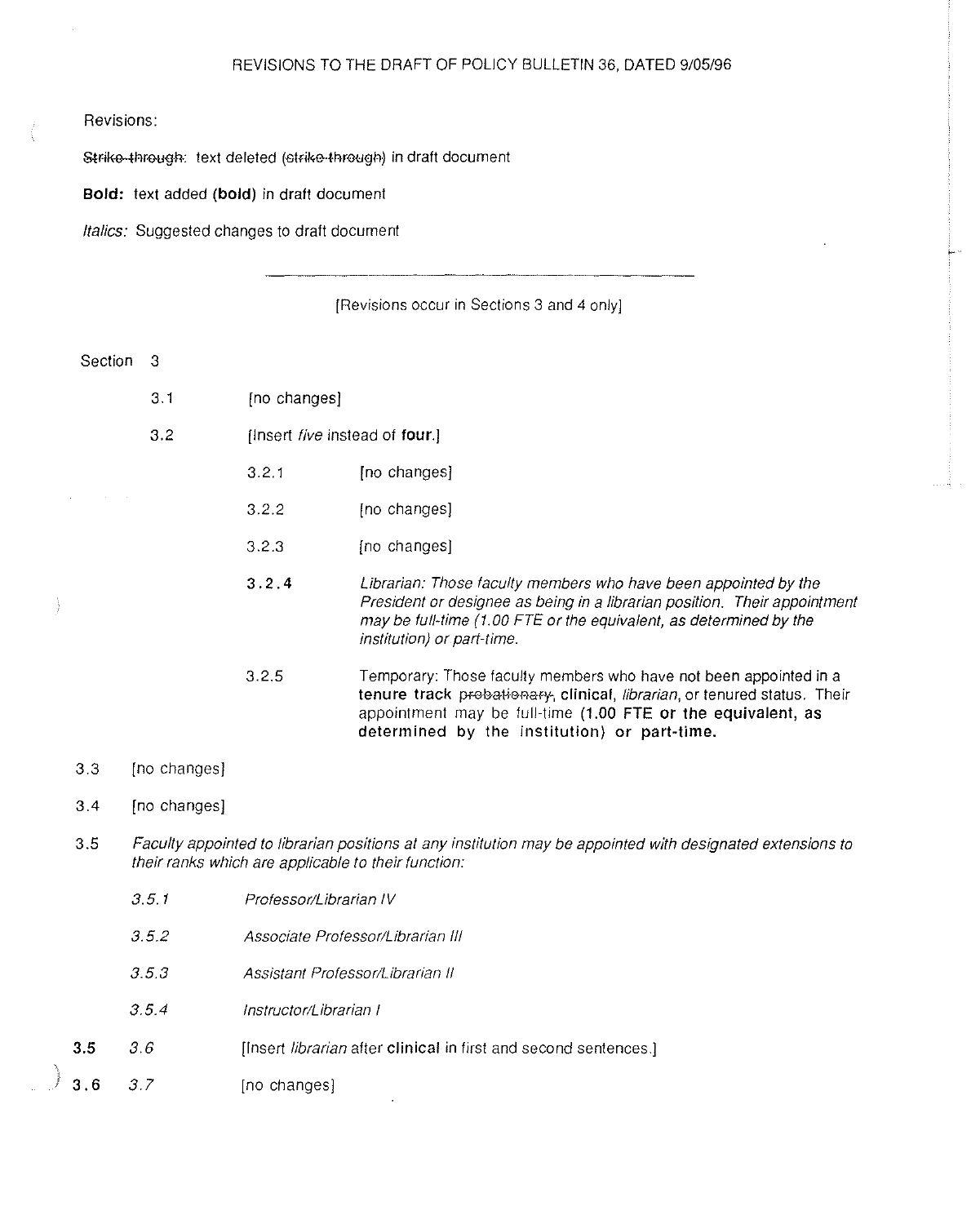REVISIONS TO THE DRAFT OF POLICY BULLETIN 36, DATED 9/05/96

Revisions:

~~Strike-through~~: text deleted (~~strike-through~~) in draft document

**Bold:** text added **(bold)** in draft document

*Italics:* Suggested changes to draft document

---

[Revisions occur in Sections 3 and 4 only]

Section 3

3.1 [no changes]

3.2 [Insert *five* instead of **four**.]

3.2.1 [no changes]

3.2.2 [no changes]

3.2.3 [no changes]

**3.2.4** *Librarian: Those faculty members who have been appointed by the President or designee as being in a librarian position. Their appointment may be full-time (1.00 FTE or the equivalent, as determined by the institution) or part-time.*

3.2.5 Temporary: Those faculty members who have not been appointed in a **tenure track** ~~probationary~~, **clinical**, *librarian*, or tenured status. Their appointment may be full-time **(1.00 FTE or the equivalent, as determined by the institution) or part-time.**

3.3 [no changes]

3.4 [no changes]

3.5 *Faculty appointed to librarian positions at any institution may be appointed with designated extensions to their ranks which are applicable to their function:*

*3.5.1* *Professor/Librarian IV*

*3.5.2* *Associate Professor/Librarian III*

*3.5.3* *Assistant Professor/Librarian II*

*3.5.4* *Instructor/Librarian I*

**3.5** *3.6* [Insert *librarian* after **clinical** in first and second sentences.]

**3.6** *3.7* [no changes]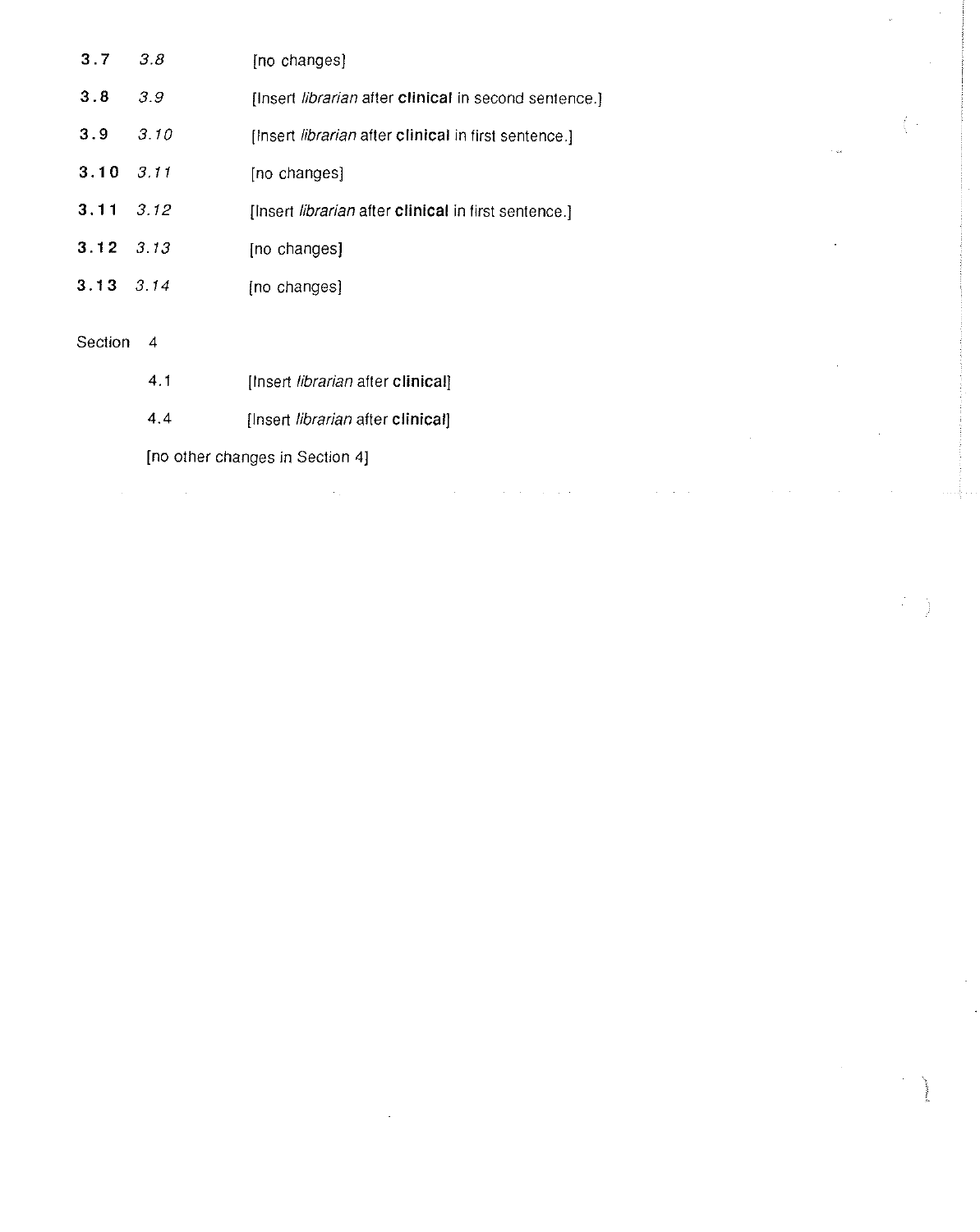| | | |
|---|---|---|
| **3.7** | *3.8* | [no changes] |
| **3.8** | *3.9* | [Insert *librarian* after **clinical** in second sentence.] |
| **3.9** | *3.10* | [Insert *librarian* after **clinical** in first sentence.] |
| **3.10** | *3.11* | [no changes] |
| **3.11** | *3.12* | [Insert *librarian* after **clinical** in first sentence.] |
| **3.12** | *3.13* | [no changes] |
| **3.13** | *3.14* | [no changes] |

Section 4

4.1 [Insert *librarian* after **clinical**]

4.4 [Insert *librarian* after **clinical**]

[no other changes in Section 4]